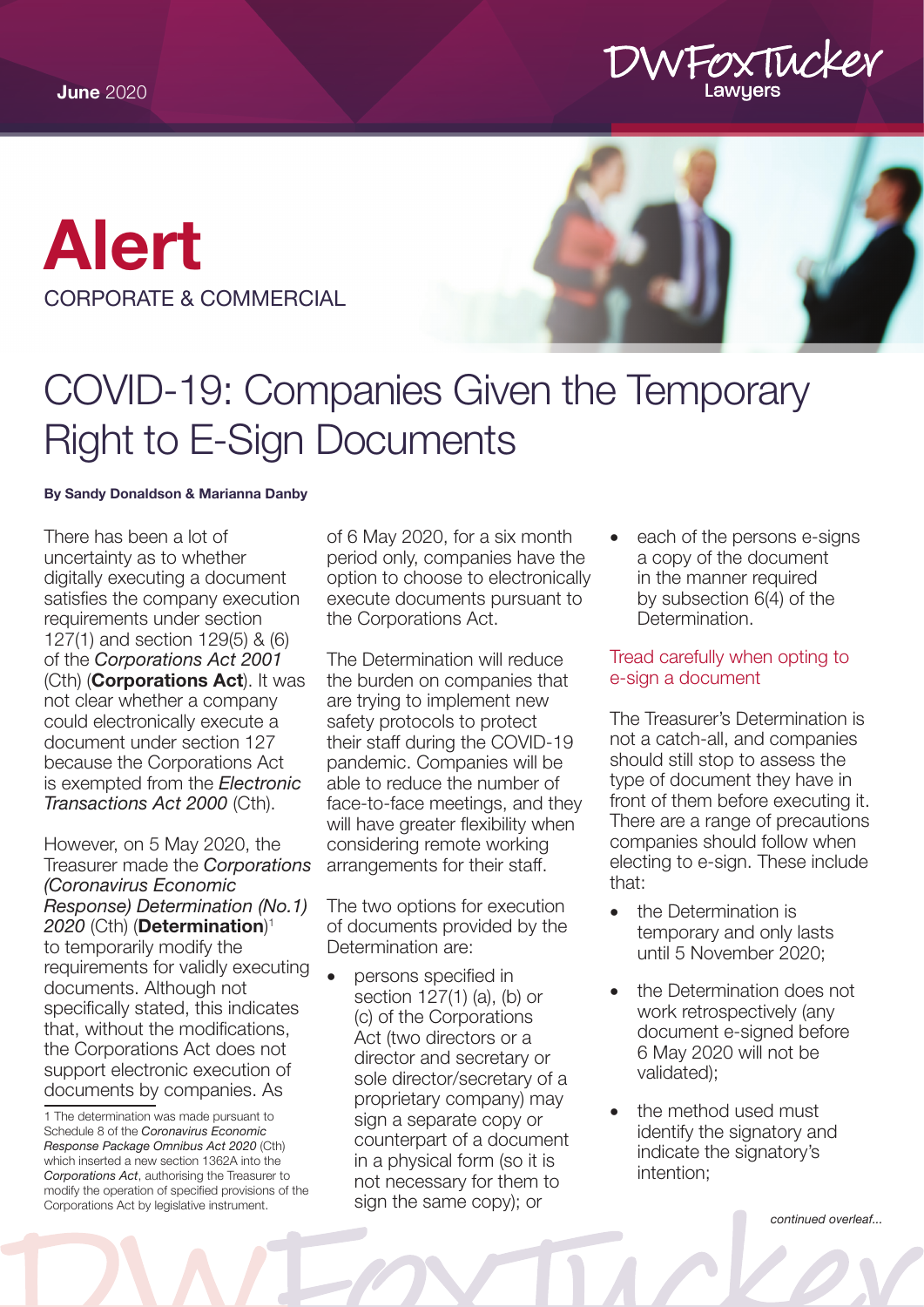June 2020

# Alert

CORPORATE & COMMERCIAL

# COVID-19: Companies Given the Temporary Right to E-Sign Documents

**By Sandy Donaldson & Marianna Danby**

There has been a lot of uncertainty as to whether digitally executing a document satisfies the company execution requirements under section 127(1) and section 129(5) & (6) of the *Corporations Act 2001* (Cth) (**Corporations Act**). It was not clear whether a company could electronically execute a document under section 127 because the Corporations Act is exempted from the *Electronic Transactions Act 2000* (Cth).

However, on 5 May 2020, the Treasurer made the *Corporations (Coronavirus Economic Response) Determination (No.1) 2020* (Cth) (**Determination**)[1] to temporarily modify the requirements for validly executing documents. Although not specifically stated, this indicates that, without the modifications, the Corporations Act does not support electronic execution of documents by companies. As of 6 May 2020, for a six month period only, companies have the option to choose to electronically execute documents pursuant to the Corporations Act.

The Determination will reduce the burden on companies that are trying to implement new safety protocols to protect their staff during the COVID-19 pandemic. Companies will be able to reduce the number of face-to-face meetings, and they will have greater flexibility when considering remote working arrangements for their staff.

The two options for execution of documents provided by the Determination are:

- persons specified in section 127(1) (a), (b) or (c) of the Corporations Act (two directors or a director and secretary or sole director/secretary of a proprietary company) may sign a separate copy or counterpart of a document in a physical form (so it is not necessary for them to sign the same copy); or
- each of the persons e-signs a copy of the document in the manner required by subsection 6(4) of the Determination.

## Tread carefully when opting to e-sign a document

The Treasurer's Determination is not a catch-all, and companies should still stop to assess the type of document they have in front of them before executing it. There are a range of precautions companies should follow when electing to e-sign. These include that:

- the Determination is temporary and only lasts until 5 November 2020;
- the Determination does not work retrospectively (any document e-signed before 6 May 2020 will not be validated);
- the method used must identify the signatory and indicate the signatory's intention;

1 The determination was made pursuant to Schedule 8 of the *Coronavirus Economic Response Package Omnibus Act 2020* (Cth) which inserted a new section 1362A into the *Corporations Act*, authorising the Treasurer to modify the operation of specified provisions of the Corporations Act by legislative instrument.

*continued overleaf...*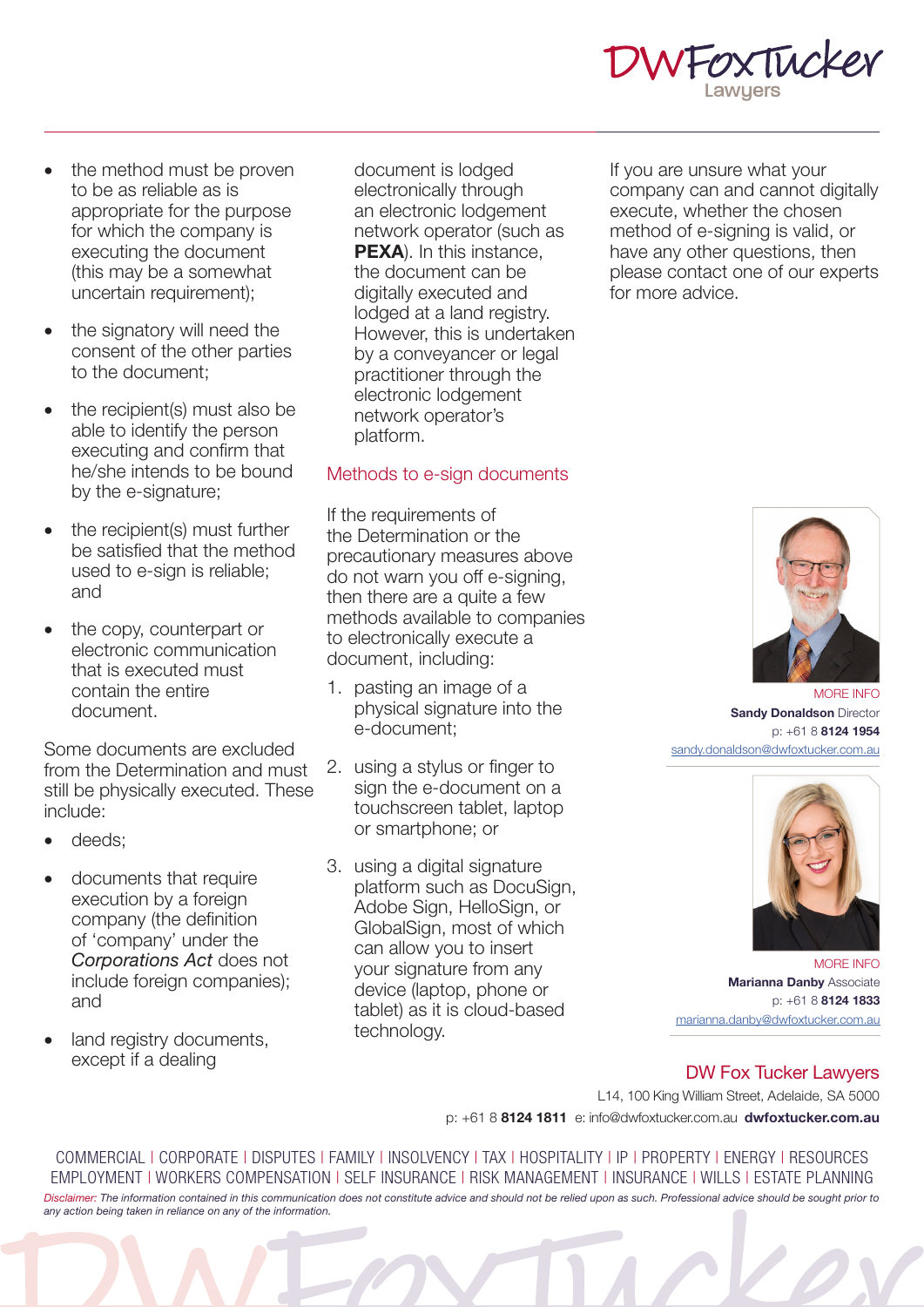- the method must be proven to be as reliable as is appropriate for the purpose for which the company is executing the document (this may be a somewhat uncertain requirement);
- the signatory will need the consent of the other parties to the document;
- the recipient(s) must also be able to identify the person executing and confirm that he/she intends to be bound by the e-signature;
- the recipient(s) must further be satisfied that the method used to e-sign is reliable; and
- the copy, counterpart or electronic communication that is executed must contain the entire document.

Some documents are excluded from the Determination and must still be physically executed. These include:

- deeds;
- documents that require execution by a foreign company (the definition of 'company' under the *Corporations Act* does not include foreign companies); and
- land registry documents, except if a dealing document is lodged electronically through an electronic lodgement network operator (such as **PEXA**). In this instance, the document can be digitally executed and lodged at a land registry. However, this is undertaken by a conveyancer or legal practitioner through the electronic lodgement network operator's platform.

## Methods to e-sign documents

If the requirements of the Determination or the precautionary measures above do not warn you off e-signing, then there are a quite a few methods available to companies to electronically execute a document, including:

1. pasting an image of a physical signature into the e-document;
2. using a stylus or finger to sign the e-document on a touchscreen tablet, laptop or smartphone; or
3. using a digital signature platform such as DocuSign, Adobe Sign, HelloSign, or GlobalSign, most of which can allow you to insert your signature from any device (laptop, phone or tablet) as it is cloud-based technology.

If you are unsure what your company can and cannot digitally execute, whether the chosen method of e-signing is valid, or have any other questions, then please contact one of our experts for more advice.

MORE INFO
**Sandy Donaldson** Director
p: +61 8 **8124 1954**
sandy.donaldson@dwfoxtucker.com.au

MORE INFO
**Marianna Danby** Associate
p: +61 8 **8124 1833**
marianna.danby@dwfoxtucker.com.au

**DW Fox Tucker Lawyers**
L14, 100 King William Street, Adelaide, SA 5000
p: +61 8 **8124 1811** e: info@dwfoxtucker.com.au **dwfoxtucker.com.au**

COMMERCIAL | CORPORATE | DISPUTES | FAMILY | INSOLVENCY | TAX | HOSPITALITY | IP | PROPERTY | ENERGY | RESOURCES
EMPLOYMENT | WORKERS COMPENSATION | SELF INSURANCE | RISK MANAGEMENT | INSURANCE | WILLS | ESTATE PLANNING

*Disclaimer: The information contained in this communication does not constitute advice and should not be relied upon as such. Professional advice should be sought prior to any action being taken in reliance on any of the information.*